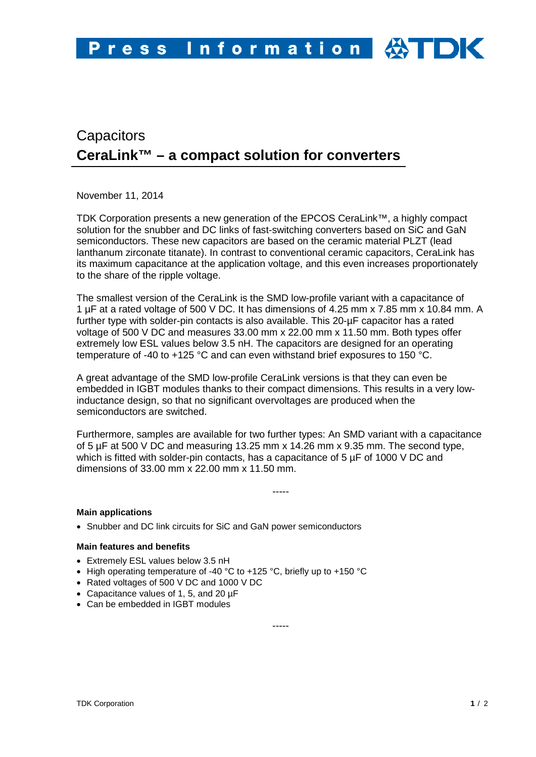# Capacitors

## CeraLink™ – a compact solution for converters

November 11, 2014

TDK Corporation presents a new generation of the EPCOS CeraLink™, a highly compact solution for the snubber and DC links of fast-switching converters based on SiC and GaN semiconductors. These new capacitors are based on the ceramic material PLZT (lead lanthanum zirconate titanate). In contrast to conventional ceramic capacitors, CeraLink has its maximum capacitance at the application voltage, and this even increases proportionately to the share of the ripple voltage.

The smallest version of the CeraLink is the SMD low-profile variant with a capacitance of 1 µF at a rated voltage of 500 V DC. It has dimensions of 4.25 mm x 7.85 mm x 10.84 mm. A further type with solder-pin contacts is also available. This 20-µF capacitor has a rated voltage of 500 V DC and measures 33.00 mm x 22.00 mm x 11.50 mm. Both types offer extremely low ESL values below 3.5 nH. The capacitors are designed for an operating temperature of -40 to +125 °C and can even withstand brief exposures to 150 °C.

A great advantage of the SMD low-profile CeraLink versions is that they can even be embedded in IGBT modules thanks to their compact dimensions. This results in a very low-inductance design, so that no significant overvoltages are produced when the semiconductors are switched.

Furthermore, samples are available for two further types: An SMD variant with a capacitance of 5 µF at 500 V DC and measuring 13.25 mm x 14.26 mm x 9.35 mm. The second type, which is fitted with solder-pin contacts, has a capacitance of 5 µF of 1000 V DC and dimensions of 33.00 mm x 22.00 mm x 11.50 mm.

-----

**Main applications**

- Snubber and DC link circuits for SiC and GaN power semiconductors

**Main features and benefits**

- Extremely ESL values below 3.5 nH
- High operating temperature of -40 °C to +125 °C, briefly up to +150 °C
- Rated voltages of 500 V DC and 1000 V DC
- Capacitance values of 1, 5, and 20 µF
- Can be embedded in IGBT modules

-----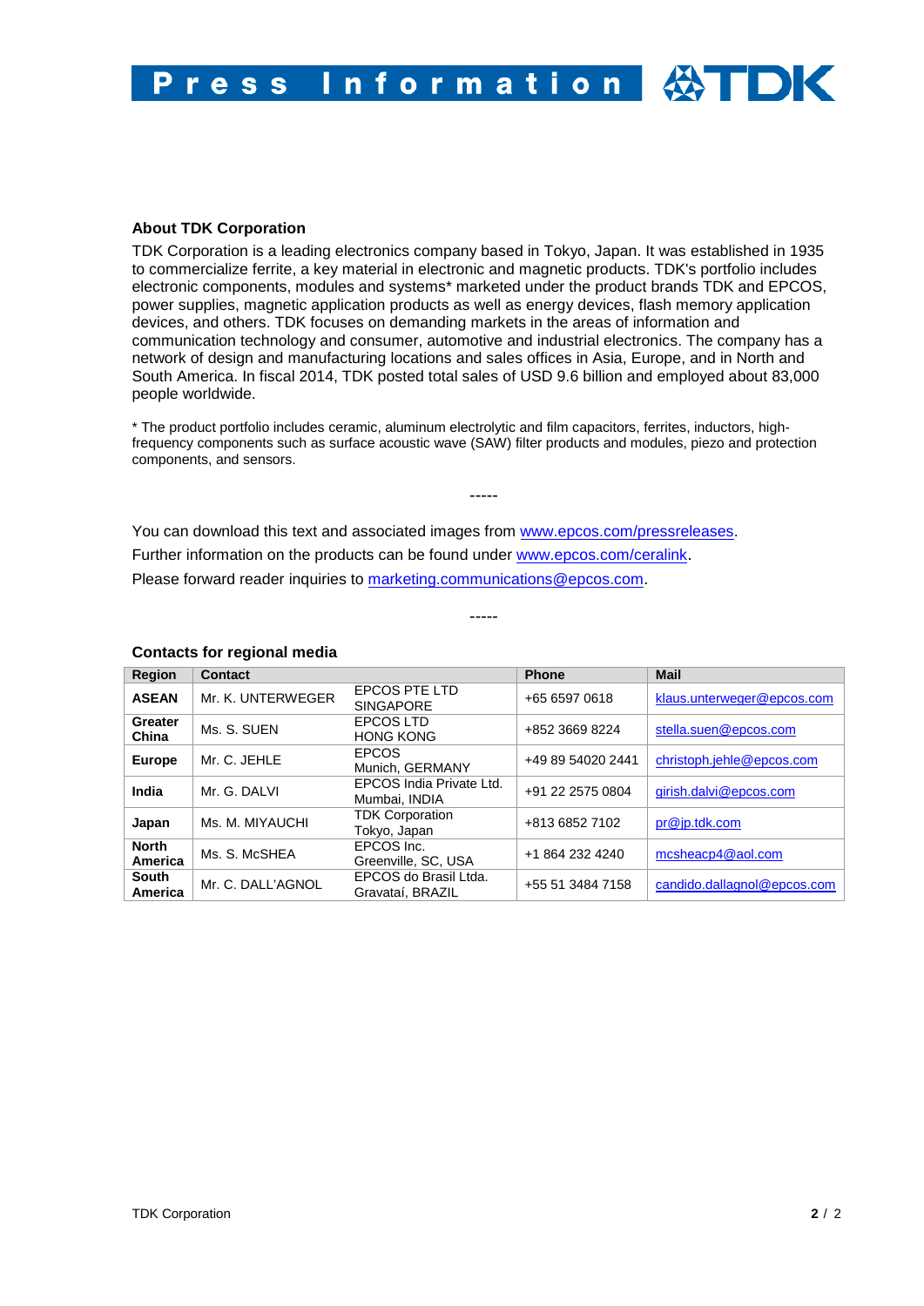### About TDK Corporation

TDK Corporation is a leading electronics company based in Tokyo, Japan. It was established in 1935 to commercialize ferrite, a key material in electronic and magnetic products. TDK's portfolio includes electronic components, modules and systems* marketed under the product brands TDK and EPCOS, power supplies, magnetic application products as well as energy devices, flash memory application devices, and others. TDK focuses on demanding markets in the areas of information and communication technology and consumer, automotive and industrial electronics. The company has a network of design and manufacturing locations and sales offices in Asia, Europe, and in North and South America. In fiscal 2014, TDK posted total sales of USD 9.6 billion and employed about 83,000 people worldwide.

* The product portfolio includes ceramic, aluminum electrolytic and film capacitors, ferrites, inductors, high-frequency components such as surface acoustic wave (SAW) filter products and modules, piezo and protection components, and sensors.

-----

You can download this text and associated images from www.epcos.com/pressreleases.
Further information on the products can be found under www.epcos.com/ceralink.
Please forward reader inquiries to marketing.communications@epcos.com.

-----

### Contacts for regional media

| Region | Contact | | Phone | Mail |
|---|---|---|---|---|
| **ASEAN** | Mr. K. UNTERWEGER | EPCOS PTE LTD SINGAPORE | +65 6597 0618 | klaus.unterweger@epcos.com |
| **Greater China** | Ms. S. SUEN | EPCOS LTD HONG KONG | +852 3669 8224 | stella.suen@epcos.com |
| **Europe** | Mr. C. JEHLE | EPCOS Munich, GERMANY | +49 89 54020 2441 | christoph.jehle@epcos.com |
| **India** | Mr. G. DALVI | EPCOS India Private Ltd. Mumbai, INDIA | +91 22 2575 0804 | girish.dalvi@epcos.com |
| **Japan** | Ms. M. MIYAUCHI | TDK Corporation Tokyo, Japan | +813 6852 7102 | pr@jp.tdk.com |
| **North America** | Ms. S. McSHEA | EPCOS Inc. Greenville, SC, USA | +1 864 232 4240 | mcsheacp4@aol.com |
| **South America** | Mr. C. DALL'AGNOL | EPCOS do Brasil Ltda. Gravataí, BRAZIL | +55 51 3484 7158 | candido.dallagnol@epcos.com |